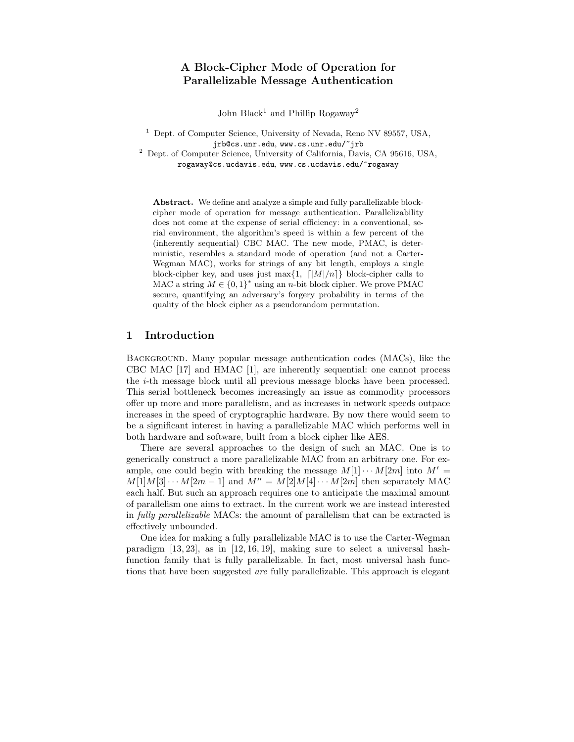# A Block-Cipher Mode of Operation for Parallelizable Message Authentication

John Black[1] and Phillip Rogaway[2]

[1] Dept. of Computer Science, University of Nevada, Reno NV 89557, USA, jrb@cs.unr.edu, www.cs.unr.edu/~jrb

[2] Dept. of Computer Science, University of California, Davis, CA 95616, USA, rogaway@cs.ucdavis.edu, www.cs.ucdavis.edu/~rogaway

**Abstract.** We define and analyze a simple and fully parallelizable block-cipher mode of operation for message authentication. Parallelizability does not come at the expense of serial efficiency: in a conventional, serial environment, the algorithm's speed is within a few percent of the (inherently sequential) CBC MAC. The new mode, PMAC, is deterministic, resembles a standard mode of operation (and not a Carter-Wegman MAC), works for strings of any bit length, employs a single block-cipher key, and uses just $\max\{1,\ \lceil |M|/n \rceil\}$ block-cipher calls to MAC a string $M \in \{0,1\}^*$ using an $n$-bit block cipher. We prove PMAC secure, quantifying an adversary's forgery probability in terms of the quality of the block cipher as a pseudorandom permutation.

## 1 Introduction

Background. Many popular message authentication codes (MACs), like the CBC MAC [17] and HMAC [1], are inherently sequential: one cannot process the $i$-th message block until all previous message blocks have been processed. This serial bottleneck becomes increasingly an issue as commodity processors offer up more and more parallelism, and as increases in network speeds outpace increases in the speed of cryptographic hardware. By now there would seem to be a significant interest in having a parallelizable MAC which performs well in both hardware and software, built from a block cipher like AES.

There are several approaches to the design of such an MAC. One is to generically construct a more parallelizable MAC from an arbitrary one. For example, one could begin with breaking the message $M[1]\cdots M[2m]$ into $M' = M[1]M[3]\cdots M[2m-1]$ and $M'' = M[2]M[4]\cdots M[2m]$ then separately MAC each half. But such an approach requires one to anticipate the maximal amount of parallelism one aims to extract. In the current work we are instead interested in *fully parallelizable* MACs: the amount of parallelism that can be extracted is effectively unbounded.

One idea for making a fully parallelizable MAC is to use the Carter-Wegman paradigm [13, 23], as in [12, 16, 19], making sure to select a universal hash-function family that is fully parallelizable. In fact, most universal hash functions that have been suggested *are* fully parallelizable. This approach is elegant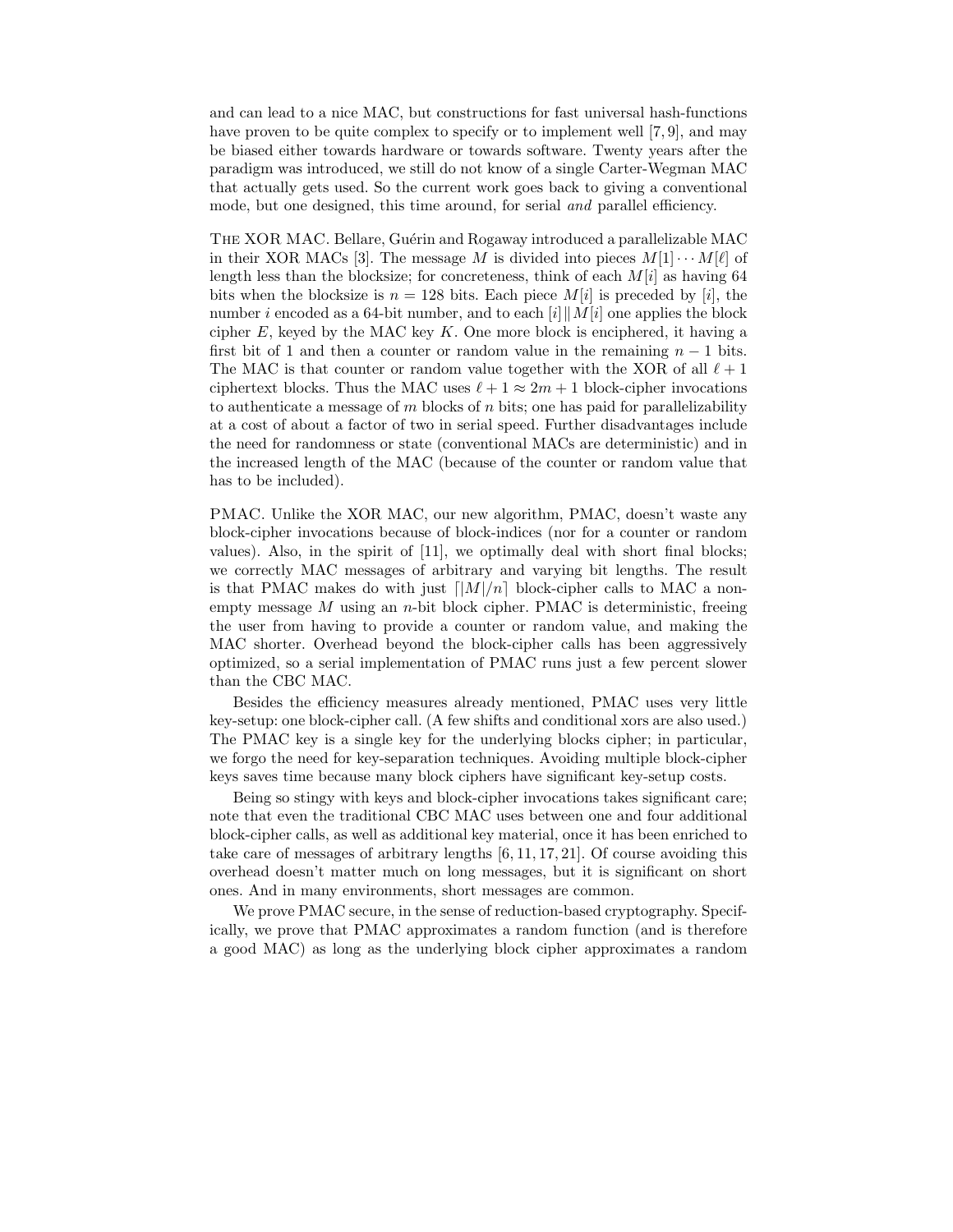and can lead to a nice MAC, but constructions for fast universal hash-functions have proven to be quite complex to specify or to implement well [7, 9], and may be biased either towards hardware or towards software. Twenty years after the paradigm was introduced, we still do not know of a single Carter-Wegman MAC that actually gets used. So the current work goes back to giving a conventional mode, but one designed, this time around, for serial *and* parallel efficiency.

THE XOR MAC. Bellare, Guérin and Rogaway introduced a parallelizable MAC in their XOR MACs [3]. The message $M$ is divided into pieces $M[1] \cdots M[\ell]$ of length less than the blocksize; for concreteness, think of each $M[i]$ as having 64 bits when the blocksize is $n = 128$ bits. Each piece $M[i]$ is preceded by $[i]$, the number $i$ encoded as a 64-bit number, and to each $[i] \,\|\, M[i]$ one applies the block cipher $E$, keyed by the MAC key $K$. One more block is enciphered, it having a first bit of 1 and then a counter or random value in the remaining $n-1$ bits. The MAC is that counter or random value together with the XOR of all $\ell+1$ ciphertext blocks. Thus the MAC uses $\ell + 1 \approx 2m+1$ block-cipher invocations to authenticate a message of $m$ blocks of $n$ bits; one has paid for parallelizability at a cost of about a factor of two in serial speed. Further disadvantages include the need for randomness or state (conventional MACs are deterministic) and in the increased length of the MAC (because of the counter or random value that has to be included).

PMAC. Unlike the XOR MAC, our new algorithm, PMAC, doesn't waste any block-cipher invocations because of block-indices (nor for a counter or random values). Also, in the spirit of [11], we optimally deal with short final blocks; we correctly MAC messages of arbitrary and varying bit lengths. The result is that PMAC makes do with just $\lceil |M|/n \rceil$ block-cipher calls to MAC a non-empty message $M$ using an $n$-bit block cipher. PMAC is deterministic, freeing the user from having to provide a counter or random value, and making the MAC shorter. Overhead beyond the block-cipher calls has been aggressively optimized, so a serial implementation of PMAC runs just a few percent slower than the CBC MAC.

Besides the efficiency measures already mentioned, PMAC uses very little key-setup: one block-cipher call. (A few shifts and conditional xors are also used.) The PMAC key is a single key for the underlying blocks cipher; in particular, we forgo the need for key-separation techniques. Avoiding multiple block-cipher keys saves time because many block ciphers have significant key-setup costs.

Being so stingy with keys and block-cipher invocations takes significant care; note that even the traditional CBC MAC uses between one and four additional block-cipher calls, as well as additional key material, once it has been enriched to take care of messages of arbitrary lengths [6, 11, 17, 21]. Of course avoiding this overhead doesn't matter much on long messages, but it is significant on short ones. And in many environments, short messages are common.

We prove PMAC secure, in the sense of reduction-based cryptography. Specifically, we prove that PMAC approximates a random function (and is therefore a good MAC) as long as the underlying block cipher approximates a random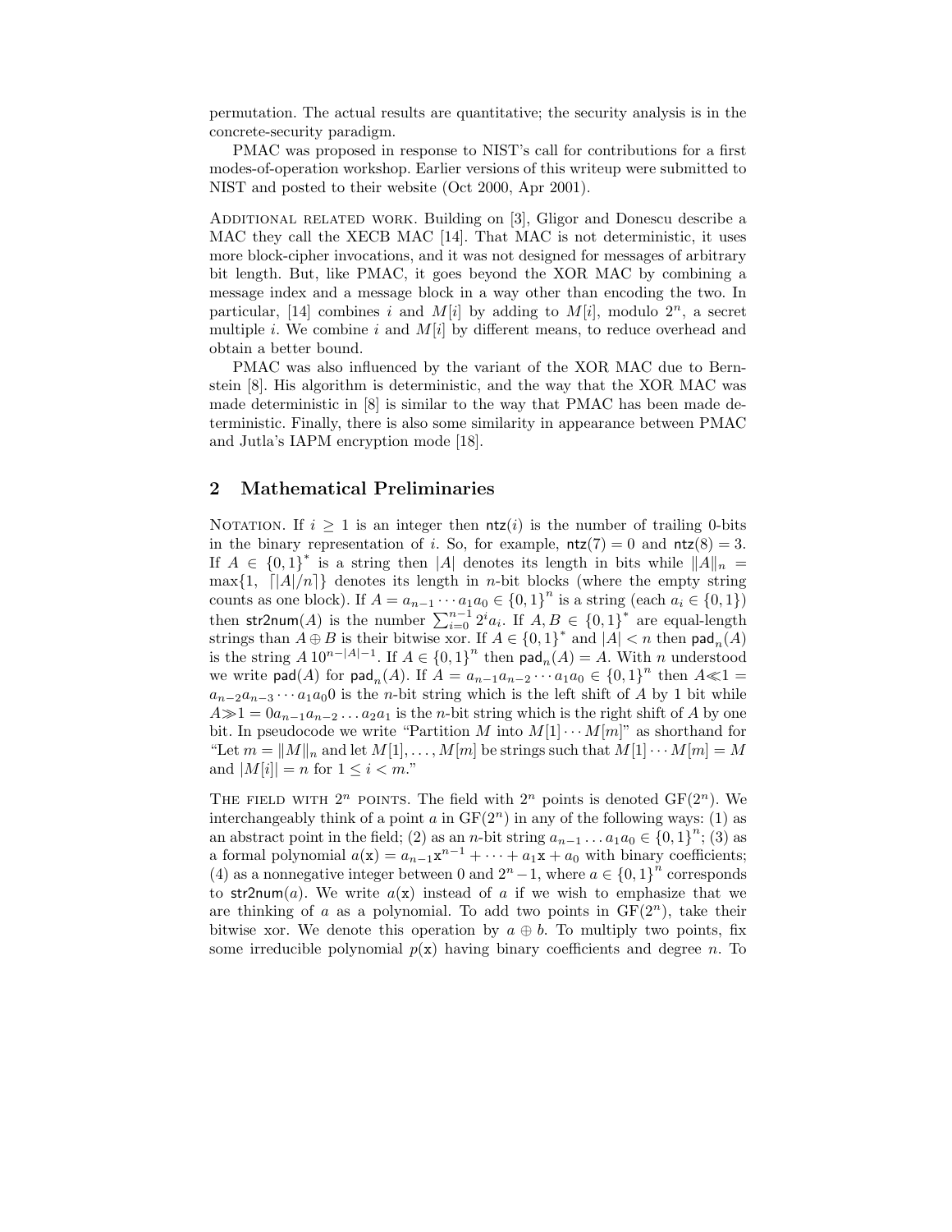permutation. The actual results are quantitative; the security analysis is in the concrete-security paradigm.

PMAC was proposed in response to NIST's call for contributions for a first modes-of-operation workshop. Earlier versions of this writeup were submitted to NIST and posted to their website (Oct 2000, Apr 2001).

Additional related work. Building on [3], Gligor and Donescu describe a MAC they call the XECB MAC [14]. That MAC is not deterministic, it uses more block-cipher invocations, and it was not designed for messages of arbitrary bit length. But, like PMAC, it goes beyond the XOR MAC by combining a message index and a message block in a way other than encoding the two. In particular, [14] combines $i$ and $M[i]$ by adding to $M[i]$, modulo $2^n$, a secret multiple $i$. We combine $i$ and $M[i]$ by different means, to reduce overhead and obtain a better bound.

PMAC was also influenced by the variant of the XOR MAC due to Bernstein [8]. His algorithm is deterministic, and the way that the XOR MAC was made deterministic in [8] is similar to the way that PMAC has been made deterministic. Finally, there is also some similarity in appearance between PMAC and Jutla's IAPM encryption mode [18].

## 2 Mathematical Preliminaries

Notation. If $i \geq 1$ is an integer then $\mathsf{ntz}(i)$ is the number of trailing 0-bits in the binary representation of $i$. So, for example, $\mathsf{ntz}(7) = 0$ and $\mathsf{ntz}(8) = 3$. If $A \in \{0,1\}^*$ is a string then $|A|$ denotes its length in bits while $\|A\|_n = \max\{1, \lceil |A|/n \rceil\}$ denotes its length in $n$-bit blocks (where the empty string counts as one block). If $A = a_{n-1} \cdots a_1 a_0 \in \{0,1\}^n$ is a string (each $a_i \in \{0,1\}$) then $\mathsf{str2num}(A)$ is the number $\sum_{i=0}^{n-1} 2^i a_i$. If $A, B \in \{0,1\}^*$ are equal-length strings than $A \oplus B$ is their bitwise xor. If $A \in \{0,1\}^*$ and $|A| < n$ then $\mathsf{pad}_n(A)$ is the string $A\,10^{n-|A|-1}$. If $A \in \{0,1\}^n$ then $\mathsf{pad}_n(A) = A$. With $n$ understood we write $\mathsf{pad}(A)$ for $\mathsf{pad}_n(A)$. If $A = a_{n-1}a_{n-2} \cdots a_1 a_0 \in \{0,1\}^n$ then $A {\ll} 1 = a_{n-2}a_{n-3} \cdots a_1 a_0 0$ is the $n$-bit string which is the left shift of $A$ by 1 bit while $A {\gg} 1 = 0 a_{n-1} a_{n-2} \ldots a_2 a_1$ is the $n$-bit string which is the right shift of $A$ by one bit. In pseudocode we write "Partition $M$ into $M[1] \cdots M[m]$" as shorthand for "Let $m = \|M\|_n$ and let $M[1], \ldots, M[m]$ be strings such that $M[1] \cdots M[m] = M$ and $|M[i]| = n$ for $1 \leq i < m$."

The field with $2^n$ points. The field with $2^n$ points is denoted $\mathrm{GF}(2^n)$. We interchangeably think of a point $a$ in $\mathrm{GF}(2^n)$ in any of the following ways: (1) as an abstract point in the field; (2) as an $n$-bit string $a_{n-1} \ldots a_1 a_0 \in \{0,1\}^n$; (3) as a formal polynomial $a(\mathtt{x}) = a_{n-1}\mathtt{x}^{n-1} + \cdots + a_1\mathtt{x} + a_0$ with binary coefficients; (4) as a nonnegative integer between 0 and $2^n - 1$, where $a \in \{0,1\}^n$ corresponds to $\mathsf{str2num}(a)$. We write $a(\mathtt{x})$ instead of $a$ if we wish to emphasize that we are thinking of $a$ as a polynomial. To add two points in $\mathrm{GF}(2^n)$, take their bitwise xor. We denote this operation by $a \oplus b$. To multiply two points, fix some irreducible polynomial $p(\mathtt{x})$ having binary coefficients and degree $n$. To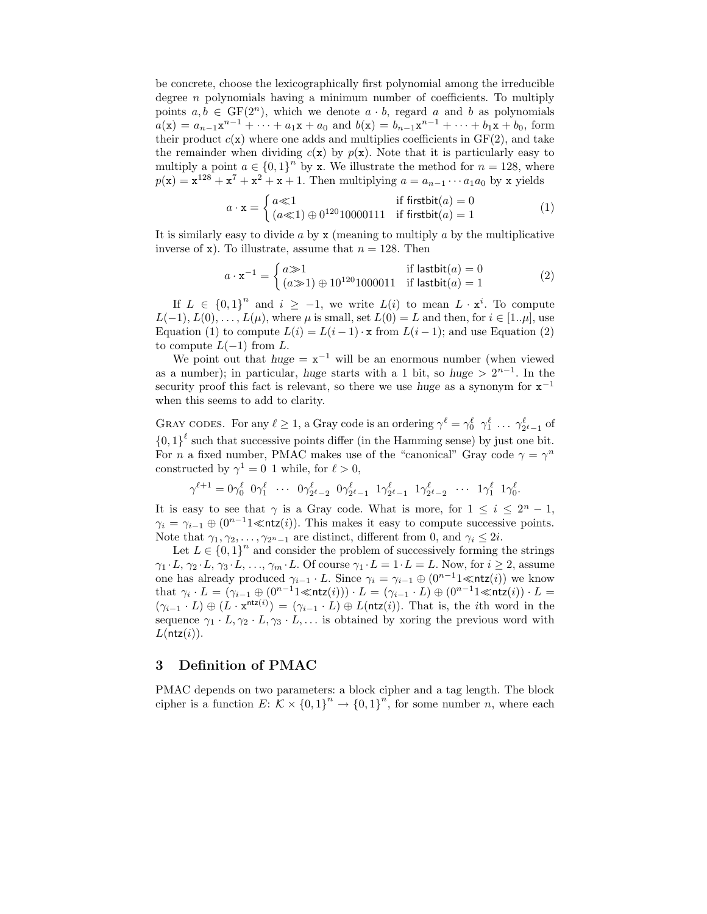be concrete, choose the lexicographically first polynomial among the irreducible degree $n$ polynomials having a minimum number of coefficients. To multiply points $a, b \in \mathrm{GF}(2^n)$, which we denote $a \cdot b$, regard $a$ and $b$ as polynomials $a(\mathtt{x}) = a_{n-1}\mathtt{x}^{n-1} + \cdots + a_1\mathtt{x} + a_0$ and $b(\mathtt{x}) = b_{n-1}\mathtt{x}^{n-1} + \cdots + b_1\mathtt{x} + b_0$, form their product $c(\mathtt{x})$ where one adds and multiplies coefficients in $\mathrm{GF}(2)$, and take the remainder when dividing $c(\mathtt{x})$ by $p(\mathtt{x})$. Note that it is particularly easy to multiply a point $a \in \{0,1\}^n$ by $\mathtt{x}$. We illustrate the method for $n = 128$, where $p(\mathtt{x}) = \mathtt{x}^{128} + \mathtt{x}^7 + \mathtt{x}^2 + \mathtt{x} + 1$. Then multiplying $a = a_{n-1} \cdots a_1 a_0$ by $\mathtt{x}$ yields

$$a \cdot \mathtt{x} = \begin{cases} a \ll 1 & \text{if } \mathsf{firstbit}(a) = 0 \\ (a \ll 1) \oplus 0^{120}10000111 & \text{if } \mathsf{firstbit}(a) = 1 \end{cases} \tag{1}$$

It is similarly easy to divide $a$ by $\mathtt{x}$ (meaning to multiply $a$ by the multiplicative inverse of $\mathtt{x}$). To illustrate, assume that $n = 128$. Then

$$a \cdot \mathtt{x}^{-1} = \begin{cases} a \gg 1 & \text{if } \mathsf{lastbit}(a) = 0 \\ (a \gg 1) \oplus 10^{120}1000011 & \text{if } \mathsf{lastbit}(a) = 1 \end{cases} \tag{2}$$

If $L \in \{0,1\}^n$ and $i \geq -1$, we write $L(i)$ to mean $L \cdot \mathtt{x}^i$. To compute $L(-1), L(0), \ldots, L(\mu)$, where $\mu$ is small, set $L(0) = L$ and then, for $i \in [1..\mu]$, use Equation (1) to compute $L(i) = L(i-1) \cdot \mathtt{x}$ from $L(i-1)$; and use Equation (2) to compute $L(-1)$ from $L$.

We point out that $\mathit{huge} = \mathtt{x}^{-1}$ will be an enormous number (when viewed as a number); in particular, $\mathit{huge}$ starts with a 1 bit, so $\mathit{huge} > 2^{n-1}$. In the security proof this fact is relevant, so there we use $\mathit{huge}$ as a synonym for $\mathtt{x}^{-1}$ when this seems to add to clarity.

Gray codes. For any $\ell \geq 1$, a Gray code is an ordering $\gamma^\ell = \gamma_0^\ell \ \gamma_1^\ell \ \ldots \ \gamma_{2^\ell-1}^\ell$ of $\{0,1\}^\ell$ such that successive points differ (in the Hamming sense) by just one bit. For $n$ a fixed number, PMAC makes use of the "canonical" Gray code $\gamma = \gamma^n$ constructed by $\gamma^1 = 0 \ 1$ while, for $\ell > 0$,

$$\gamma^{\ell+1} = 0\gamma_0^\ell \ \ 0\gamma_1^\ell \ \ \cdots \ \ 0\gamma_{2^\ell-2}^\ell \ \ 0\gamma_{2^\ell-1}^\ell \ \ 1\gamma_{2^\ell-1}^\ell \ \ 1\gamma_{2^\ell-2}^\ell \ \ \cdots \ \ 1\gamma_1^\ell \ \ 1\gamma_0^\ell.$$

It is easy to see that $\gamma$ is a Gray code. What is more, for $1 \leq i \leq 2^n - 1$, $\gamma_i = \gamma_{i-1} \oplus (0^{n-1}1 \ll \mathsf{ntz}(i))$. This makes it easy to compute successive points. Note that $\gamma_1, \gamma_2, \ldots, \gamma_{2^n-1}$ are distinct, different from 0, and $\gamma_i \leq 2i$.

Let $L \in \{0,1\}^n$ and consider the problem of successively forming the strings $\gamma_1 \cdot L$, $\gamma_2 \cdot L$, $\gamma_3 \cdot L$, ..., $\gamma_m \cdot L$. Of course $\gamma_1 \cdot L = 1 \cdot L = L$. Now, for $i \geq 2$, assume one has already produced $\gamma_{i-1} \cdot L$. Since $\gamma_i = \gamma_{i-1} \oplus (0^{n-1}1 \ll \mathsf{ntz}(i))$ we know that $\gamma_i \cdot L = (\gamma_{i-1} \oplus (0^{n-1}1 \ll \mathsf{ntz}(i))) \cdot L = (\gamma_{i-1} \cdot L) \oplus (0^{n-1}1 \ll \mathsf{ntz}(i)) \cdot L = (\gamma_{i-1} \cdot L) \oplus (L \cdot \mathtt{x}^{\mathsf{ntz}(i)}) = (\gamma_{i-1} \cdot L) \oplus L(\mathsf{ntz}(i))$. That is, the $i$th word in the sequence $\gamma_1 \cdot L, \gamma_2 \cdot L, \gamma_3 \cdot L, \ldots$ is obtained by xoring the previous word with $L(\mathsf{ntz}(i))$.

## 3 Definition of PMAC

PMAC depends on two parameters: a block cipher and a tag length. The block cipher is a function $E \colon \mathcal{K} \times \{0,1\}^n \to \{0,1\}^n$, for some number $n$, where each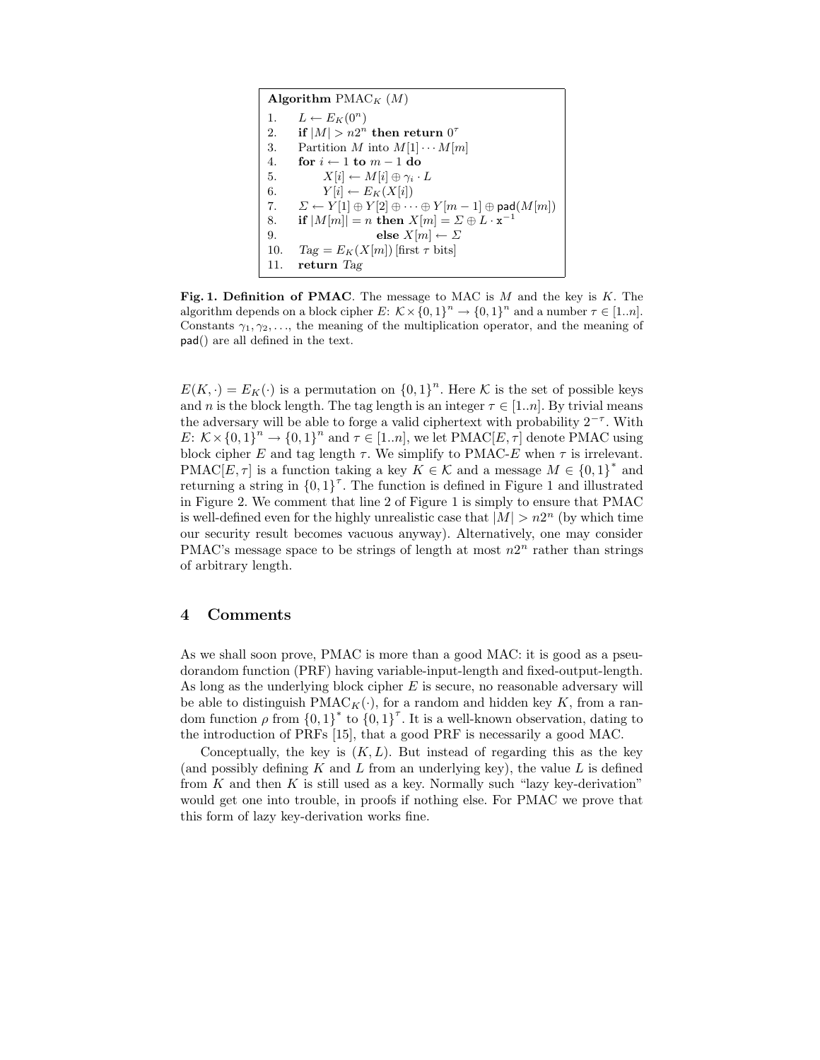```
Algorithm PMAC_K (M)
1.   L ← E_K(0^n)
2.   if |M| > n2^n then return 0^τ
3.   Partition M into M[1] ··· M[m]
4.   for i ← 1 to m − 1 do
5.        X[i] ← M[i] ⊕ γ_i · L
6.        Y[i] ← E_K(X[i])
7.   Σ ← Y[1] ⊕ Y[2] ⊕ ··· ⊕ Y[m − 1] ⊕ pad(M[m])
8.   if |M[m]| = n then X[m] = Σ ⊕ L · x^{−1}
9.                 else X[m] ← Σ
10.  Tag = E_K(X[m]) [first τ bits]
11.  return Tag
```

**Fig. 1. Definition of PMAC**. The message to MAC is $M$ and the key is $K$. The algorithm depends on a block cipher $E\colon \mathcal{K} \times \{0,1\}^n \to \{0,1\}^n$ and a number $\tau \in [1..n]$. Constants $\gamma_1, \gamma_2, \ldots$, the meaning of the multiplication operator, and the meaning of pad() are all defined in the text.

$E(K, \cdot) = E_K(\cdot)$ is a permutation on $\{0,1\}^n$. Here $\mathcal{K}$ is the set of possible keys and $n$ is the block length. The tag length is an integer $\tau \in [1..n]$. By trivial means the adversary will be able to forge a valid ciphertext with probability $2^{-\tau}$. With $E\colon \mathcal{K} \times \{0,1\}^n \to \{0,1\}^n$ and $\tau \in [1..n]$, we let PMAC$[E, \tau]$ denote PMAC using block cipher $E$ and tag length $\tau$. We simplify to PMAC-$E$ when $\tau$ is irrelevant. PMAC$[E, \tau]$ is a function taking a key $K \in \mathcal{K}$ and a message $M \in \{0,1\}^*$ and returning a string in $\{0,1\}^\tau$. The function is defined in Figure 1 and illustrated in Figure 2. We comment that line 2 of Figure 1 is simply to ensure that PMAC is well-defined even for the highly unrealistic case that $|M| > n2^n$ (by which time our security result becomes vacuous anyway). Alternatively, one may consider PMAC's message space to be strings of length at most $n2^n$ rather than strings of arbitrary length.

## 4 Comments

As we shall soon prove, PMAC is more than a good MAC: it is good as a pseudorandom function (PRF) having variable-input-length and fixed-output-length. As long as the underlying block cipher $E$ is secure, no reasonable adversary will be able to distinguish PMAC$_K(\cdot)$, for a random and hidden key $K$, from a random function $\rho$ from $\{0,1\}^*$ to $\{0,1\}^\tau$. It is a well-known observation, dating to the introduction of PRFs [15], that a good PRF is necessarily a good MAC.

Conceptually, the key is $(K, L)$. But instead of regarding this as the key (and possibly defining $K$ and $L$ from an underlying key), the value $L$ is defined from $K$ and then $K$ is still used as a key. Normally such "lazy key-derivation" would get one into trouble, in proofs if nothing else. For PMAC we prove that this form of lazy key-derivation works fine.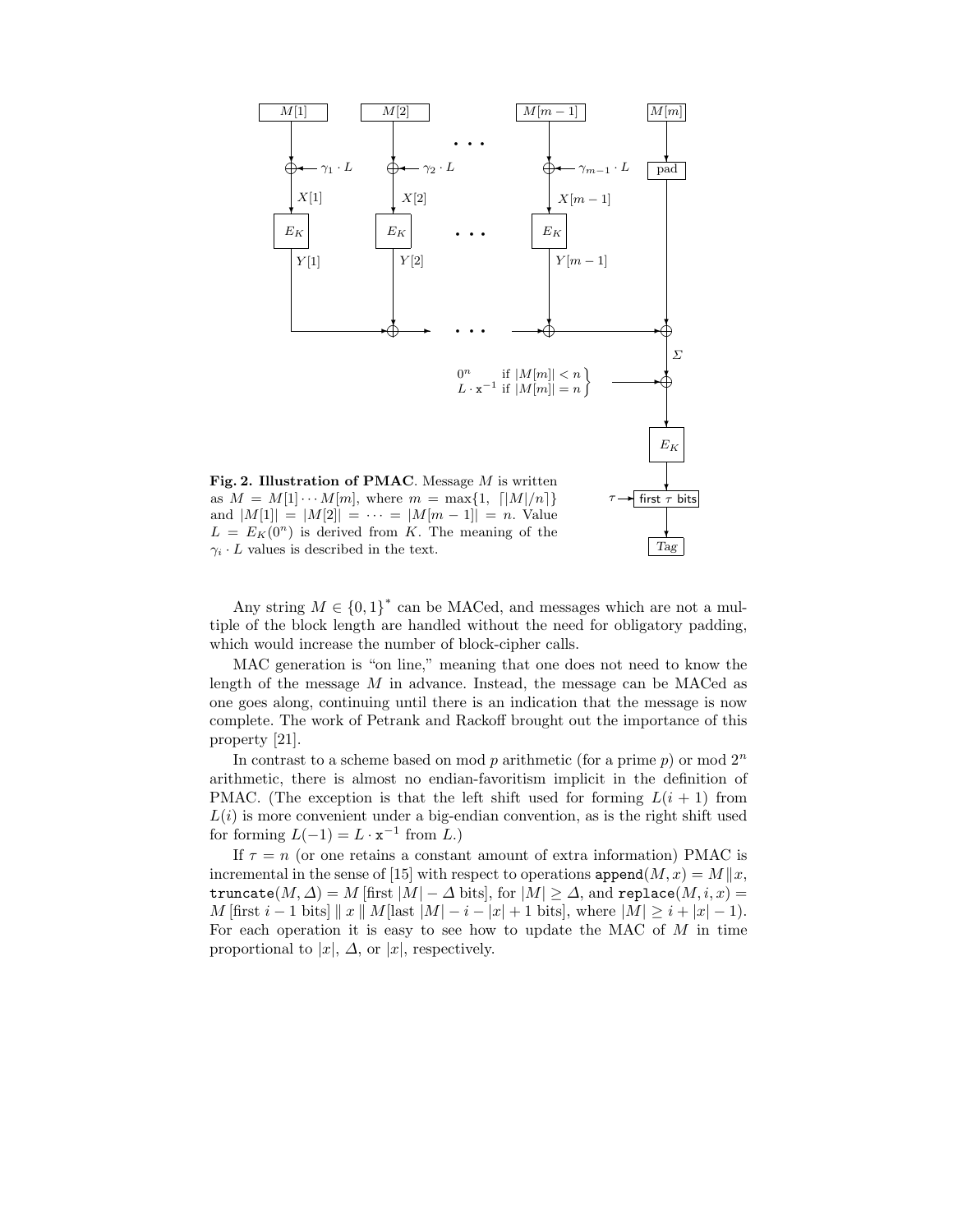**Fig. 2. Illustration of PMAC**. Message $M$ is written as $M = M[1] \cdots M[m]$, where $m = \max\{1, \lceil |M|/n \rceil\}$ and $|M[1]| = |M[2]| = \cdots = |M[m-1]| = n$. Value $L = E_K(0^n)$ is derived from $K$. The meaning of the $\gamma_i \cdot L$ values is described in the text.

Any string $M \in \{0,1\}^*$ can be MACed, and messages which are not a multiple of the block length are handled without the need for obligatory padding, which would increase the number of block-cipher calls.

MAC generation is "on line," meaning that one does not need to know the length of the message $M$ in advance. Instead, the message can be MACed as one goes along, continuing until there is an indication that the message is now complete. The work of Petrank and Rackoff brought out the importance of this property [21].

In contrast to a scheme based on mod $p$ arithmetic (for a prime $p$) or mod $2^n$ arithmetic, there is almost no endian-favoritism implicit in the definition of PMAC. (The exception is that the left shift used for forming $L(i+1)$ from $L(i)$ is more convenient under a big-endian convention, as is the right shift used for forming $L(-1) = L \cdot \mathtt{x}^{-1}$ from $L$.)

If $\tau = n$ (or one retains a constant amount of extra information) PMAC is incremental in the sense of [15] with respect to operations $\mathtt{append}(M, x) = M \| x$, $\mathtt{truncate}(M, \Delta) = M\,[\text{first } |M| - \Delta \text{ bits}]$, for $|M| \geq \Delta$, and $\mathtt{replace}(M, i, x) = M\,[\text{first } i-1 \text{ bits}] \,\|\, x \,\|\, M[\text{last } |M| - i - |x| + 1 \text{ bits}]$, where $|M| \geq i + |x| - 1$). For each operation it is easy to see how to update the MAC of $M$ in time proportional to $|x|$, $\Delta$, or $|x|$, respectively.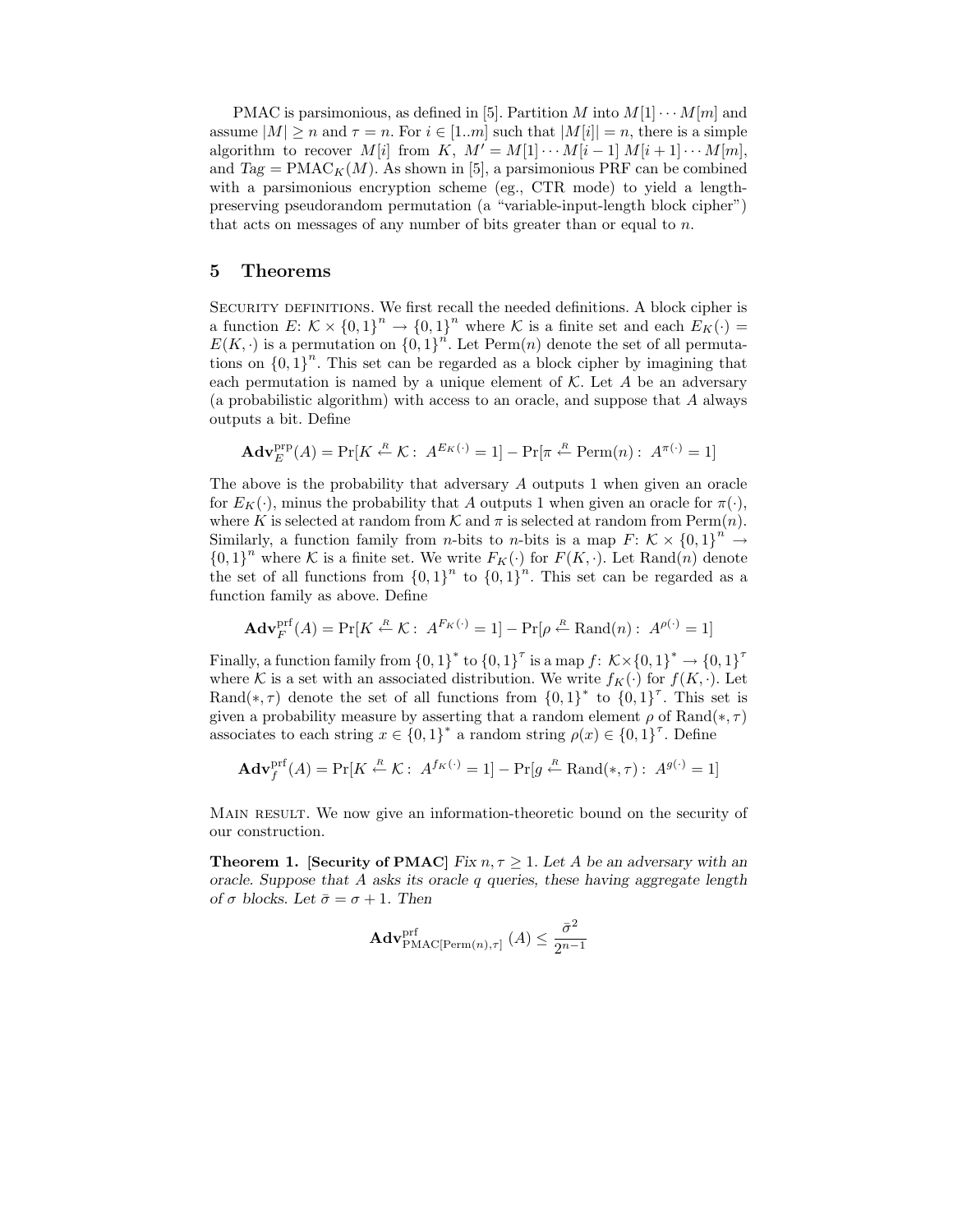PMAC is parsimonious, as defined in [5]. Partition $M$ into $M[1]\cdots M[m]$ and assume $|M| \geq n$ and $\tau = n$. For $i \in [1..m]$ such that $|M[i]| = n$, there is a simple algorithm to recover $M[i]$ from $K$, $M' = M[1]\cdots M[i-1]\, M[i+1]\cdots M[m]$, and $Tag = \mathrm{PMAC}_K(M)$. As shown in [5], a parsimonious PRF can be combined with a parsimonious encryption scheme (eg., CTR mode) to yield a length-preserving pseudorandom permutation (a "variable-input-length block cipher") that acts on messages of any number of bits greater than or equal to $n$.

## 5 Theorems

Security definitions. We first recall the needed definitions. A block cipher is a function $E\colon \mathcal{K} \times \{0,1\}^n \to \{0,1\}^n$ where $\mathcal{K}$ is a finite set and each $E_K(\cdot) = E(K, \cdot)$ is a permutation on $\{0,1\}^n$. Let $\mathrm{Perm}(n)$ denote the set of all permutations on $\{0,1\}^n$. This set can be regarded as a block cipher by imagining that each permutation is named by a unique element of $\mathcal{K}$. Let $A$ be an adversary (a probabilistic algorithm) with access to an oracle, and suppose that $A$ always outputs a bit. Define

$$\mathbf{Adv}_E^{\mathrm{prp}}(A) = \Pr[K \stackrel{R}{\leftarrow} \mathcal{K}:\ A^{E_K(\cdot)} = 1] - \Pr[\pi \stackrel{R}{\leftarrow} \mathrm{Perm}(n):\ A^{\pi(\cdot)} = 1]$$

The above is the probability that adversary $A$ outputs 1 when given an oracle for $E_K(\cdot)$, minus the probability that $A$ outputs 1 when given an oracle for $\pi(\cdot)$, where $K$ is selected at random from $\mathcal{K}$ and $\pi$ is selected at random from $\mathrm{Perm}(n)$. Similarly, a function family from $n$-bits to $n$-bits is a map $F\colon \mathcal{K} \times \{0,1\}^n \to \{0,1\}^n$ where $\mathcal{K}$ is a finite set. We write $F_K(\cdot)$ for $F(K, \cdot)$. Let $\mathrm{Rand}(n)$ denote the set of all functions from $\{0,1\}^n$ to $\{0,1\}^n$. This set can be regarded as a function family as above. Define

$$\mathbf{Adv}_F^{\mathrm{prf}}(A) = \Pr[K \stackrel{R}{\leftarrow} \mathcal{K}:\ A^{F_K(\cdot)} = 1] - \Pr[\rho \stackrel{R}{\leftarrow} \mathrm{Rand}(n):\ A^{\rho(\cdot)} = 1]$$

Finally, a function family from $\{0,1\}^*$ to $\{0,1\}^\tau$ is a map $f\colon \mathcal{K} \times \{0,1\}^* \to \{0,1\}^\tau$ where $\mathcal{K}$ is a set with an associated distribution. We write $f_K(\cdot)$ for $f(K, \cdot)$. Let $\mathrm{Rand}(*, \tau)$ denote the set of all functions from $\{0,1\}^*$ to $\{0,1\}^\tau$. This set is given a probability measure by asserting that a random element $\rho$ of $\mathrm{Rand}(*, \tau)$ associates to each string $x \in \{0,1\}^*$ a random string $\rho(x) \in \{0,1\}^\tau$. Define

$$\mathbf{Adv}_f^{\mathrm{prf}}(A) = \Pr[K \stackrel{R}{\leftarrow} \mathcal{K}:\ A^{f_K(\cdot)} = 1] - \Pr[g \stackrel{R}{\leftarrow} \mathrm{Rand}(*, \tau):\ A^{g(\cdot)} = 1]$$

Main result. We now give an information-theoretic bound on the security of our construction.

**Theorem 1. [Security of PMAC]** *Fix $n, \tau \geq 1$. Let $A$ be an adversary with an oracle. Suppose that $A$ asks its oracle $q$ queries, these having aggregate length of $\sigma$ blocks. Let $\bar{\sigma} = \sigma + 1$. Then*

$$\mathbf{Adv}_{\mathrm{PMAC}[\mathrm{Perm}(n), \tau]}^{\mathrm{prf}}(A) \leq \frac{\bar{\sigma}^2}{2^{n-1}}$$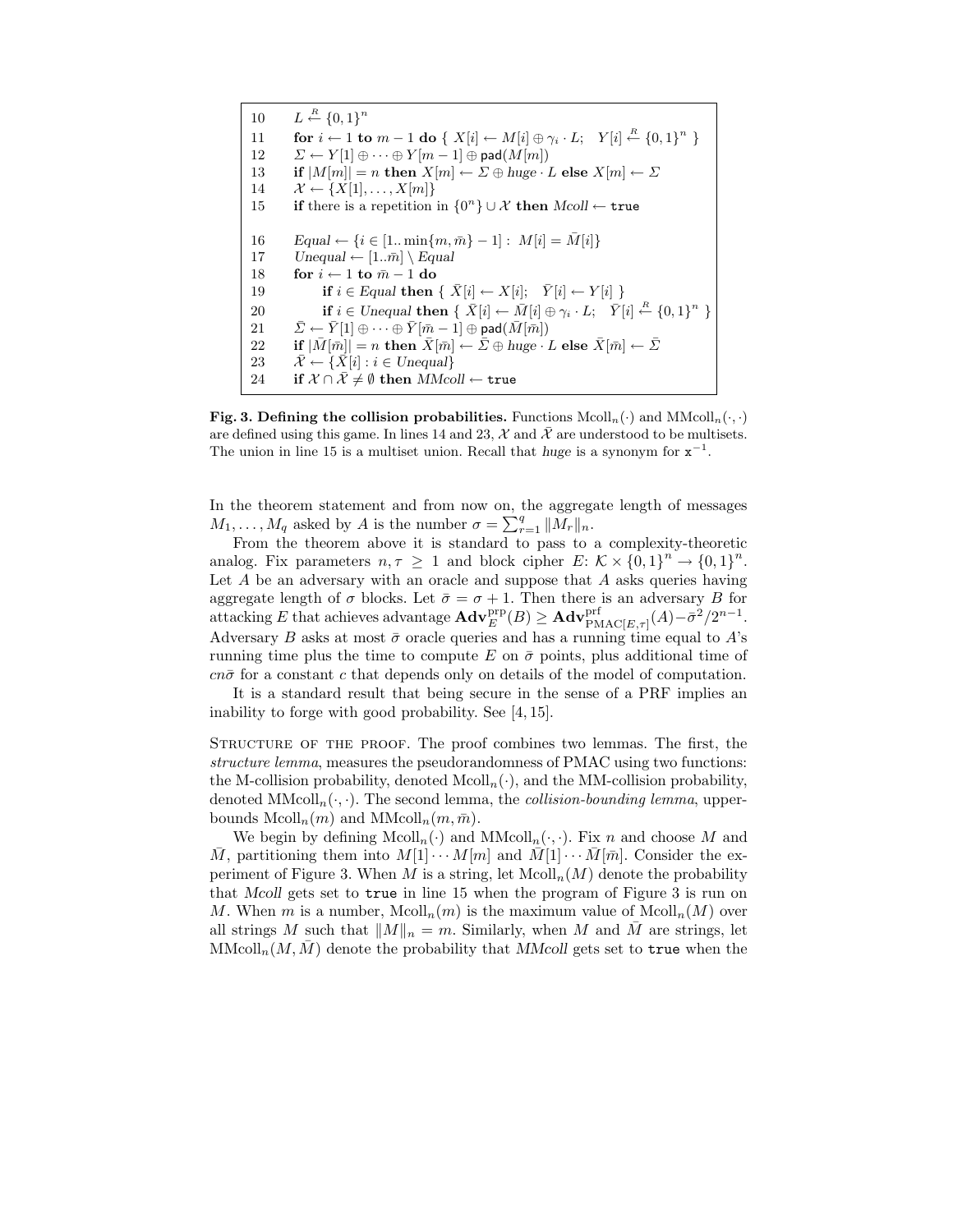```
10    L ←R {0,1}^n
11    for i ← 1 to m − 1 do { X[i] ← M[i] ⊕ γ_i · L;   Y[i] ←R {0,1}^n }
12    Σ ← Y[1] ⊕ ··· ⊕ Y[m − 1] ⊕ pad(M[m])
13    if |M[m]| = n then X[m] ← Σ ⊕ huge · L else X[m] ← Σ
14    𝒳 ← {X[1], ..., X[m]}
15    if there is a repetition in {0^n} ∪ 𝒳 then Mcoll ← true

16    Equal ← {i ∈ [1.. min{m, m̄} − 1] : M[i] = M̄[i]}
17    Unequal ← [1..m̄] \ Equal
18    for i ← 1 to m̄ − 1 do
19          if i ∈ Equal then { X̄[i] ← X[i];   Ȳ[i] ← Y[i] }
20          if i ∈ Unequal then { X̄[i] ← M̄[i] ⊕ γ_i · L;   Ȳ[i] ←R {0,1}^n }
21    Σ̄ ← Ȳ[1] ⊕ ··· ⊕ Ȳ[m̄ − 1] ⊕ pad(M̄[m̄])
22    if |M̄[m̄]| = n then X̄[m̄] ← Σ̄ ⊕ huge · L else X̄[m̄] ← Σ̄
23    𝒳̄ ← {X̄[i] : i ∈ Unequal}
24    if 𝒳 ∩ 𝒳̄ ≠ ∅ then MMcoll ← true
```

**Fig. 3. Defining the collision probabilities.** Functions $\text{Mcoll}_n(\cdot)$ and $\text{MMcoll}_n(\cdot,\cdot)$ are defined using this game. In lines 14 and 23, $\mathcal{X}$ and $\bar{\mathcal{X}}$ are understood to be multisets. The union in line 15 is a multiset union. Recall that *huge* is a synonym for $\mathtt{x}^{-1}$.

In the theorem statement and from now on, the aggregate length of messages $M_1, \ldots, M_q$ asked by $A$ is the number $\sigma = \sum_{r=1}^{q} \|M_r\|_n$.

From the theorem above it is standard to pass to a complexity-theoretic analog. Fix parameters $n, \tau \geq 1$ and block cipher $E\colon \mathcal{K} \times \{0,1\}^n \to \{0,1\}^n$. Let $A$ be an adversary with an oracle and suppose that $A$ asks queries having aggregate length of $\sigma$ blocks. Let $\bar{\sigma} = \sigma + 1$. Then there is an adversary $B$ for attacking $E$ that achieves advantage $\mathbf{Adv}_E^{\text{prp}}(B) \geq \mathbf{Adv}_{\text{PMAC}[E,\tau]}^{\text{prf}}(A) - \bar{\sigma}^2/2^{n-1}$. Adversary $B$ asks at most $\bar{\sigma}$ oracle queries and has a running time equal to $A$'s running time plus the time to compute $E$ on $\bar{\sigma}$ points, plus additional time of $cn\bar{\sigma}$ for a constant $c$ that depends only on details of the model of computation.

It is a standard result that being secure in the sense of a PRF implies an inability to forge with good probability. See [4, 15].

Structure of the proof. The proof combines two lemmas. The first, the *structure lemma*, measures the pseudorandomness of PMAC using two functions: the M-collision probability, denoted $\text{Mcoll}_n(\cdot)$, and the MM-collision probability, denoted $\text{MMcoll}_n(\cdot,\cdot)$. The second lemma, the *collision-bounding lemma*, upper-bounds $\text{Mcoll}_n(m)$ and $\text{MMcoll}_n(m, \bar{m})$.

We begin by defining $\text{Mcoll}_n(\cdot)$ and $\text{MMcoll}_n(\cdot,\cdot)$. Fix $n$ and choose $M$ and $\bar{M}$, partitioning them into $M[1]\cdots M[m]$ and $\bar{M}[1]\cdots \bar{M}[\bar{m}]$. Consider the experiment of Figure 3. When $M$ is a string, let $\text{Mcoll}_n(M)$ denote the probability that *Mcoll* gets set to `true` in line 15 when the program of Figure 3 is run on $M$. When $m$ is a number, $\text{Mcoll}_n(m)$ is the maximum value of $\text{Mcoll}_n(M)$ over all strings $M$ such that $\|M\|_n = m$. Similarly, when $M$ and $\bar{M}$ are strings, let $\text{MMcoll}_n(M, \bar{M})$ denote the probability that *MMcoll* gets set to `true` when the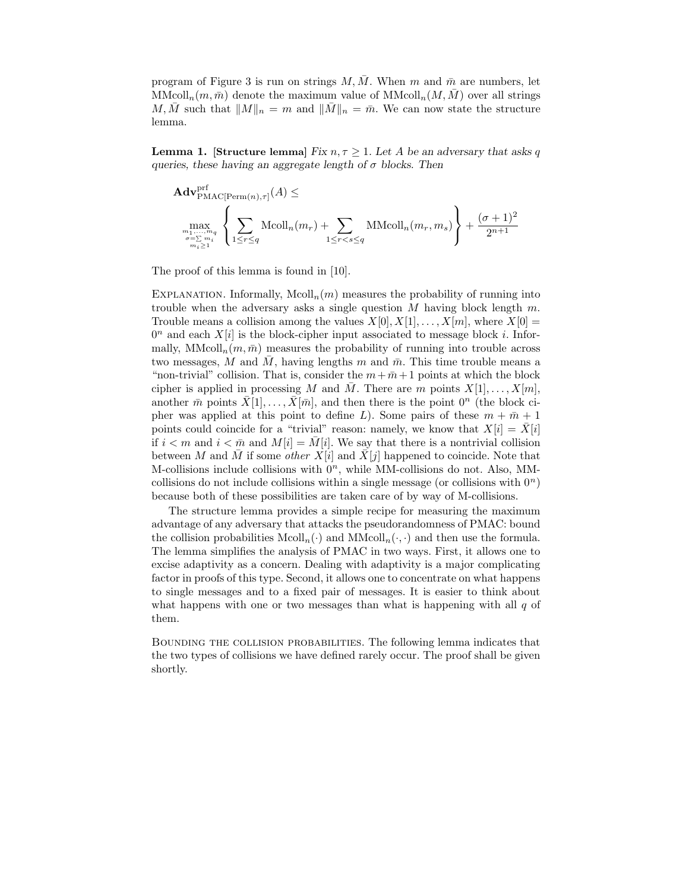program of Figure 3 is run on strings $M, \bar{M}$. When $m$ and $\bar{m}$ are numbers, let $\text{MMcoll}_n(m, \bar{m})$ denote the maximum value of $\text{MMcoll}_n(M, \bar{M})$ over all strings $M, \bar{M}$ such that $\|M\|_n = m$ and $\|\bar{M}\|_n = \bar{m}$. We can now state the structure lemma.

**Lemma 1. [Structure lemma]** *Fix $n, \tau \geq 1$. Let $A$ be an adversary that asks $q$ queries, these having an aggregate length of $\sigma$ blocks. Then*

$$\mathbf{Adv}^{\text{prf}}_{\text{PMAC}[\text{Perm}(n),\tau]}(A) \leq \max_{\substack{m_1,\ldots,m_q \\ \sigma = \sum m_i \\ m_i \geq 1}} \left\{ \sum_{1 \leq r \leq q} \text{Mcoll}_n(m_r) + \sum_{1 \leq r < s \leq q} \text{MMcoll}_n(m_r, m_s) \right\} + \frac{(\sigma+1)^2}{2^{n+1}}$$

The proof of this lemma is found in [10].

Explanation. Informally, $\text{Mcoll}_n(m)$ measures the probability of running into trouble when the adversary asks a single question $M$ having block length $m$. Trouble means a collision among the values $X[0], X[1], \ldots, X[m]$, where $X[0] = 0^n$ and each $X[i]$ is the block-cipher input associated to message block $i$. Informally, $\text{MMcoll}_n(m, \bar{m})$ measures the probability of running into trouble across two messages, $M$ and $\bar{M}$, having lengths $m$ and $\bar{m}$. This time trouble means a "non-trivial" collision. That is, consider the $m+\bar{m}+1$ points at which the block cipher is applied in processing $M$ and $\bar{M}$. There are $m$ points $X[1], \ldots, X[m]$, another $\bar{m}$ points $\bar{X}[1], \ldots, \bar{X}[\bar{m}]$, and then there is the point $0^n$ (the block cipher was applied at this point to define $L$). Some pairs of these $m + \bar{m} + 1$ points could coincide for a "trivial" reason: namely, we know that $X[i] = \bar{X}[i]$ if $i < m$ and $i < \bar{m}$ and $M[i] = \bar{M}[i]$. We say that there is a nontrivial collision between $M$ and $\bar{M}$ if some *other* $X[i]$ and $\bar{X}[j]$ happened to coincide. Note that M-collisions include collisions with $0^n$, while MM-collisions do not. Also, MM-collisions do not include collisions within a single message (or collisions with $0^n$) because both of these possibilities are taken care of by way of M-collisions.

The structure lemma provides a simple recipe for measuring the maximum advantage of any adversary that attacks the pseudorandomness of PMAC: bound the collision probabilities $\text{Mcoll}_n(\cdot)$ and $\text{MMcoll}_n(\cdot, \cdot)$ and then use the formula. The lemma simplifies the analysis of PMAC in two ways. First, it allows one to excise adaptivity as a concern. Dealing with adaptivity is a major complicating factor in proofs of this type. Second, it allows one to concentrate on what happens to single messages and to a fixed pair of messages. It is easier to think about what happens with one or two messages than what is happening with all $q$ of them.

Bounding the collision probabilities. The following lemma indicates that the two types of collisions we have defined rarely occur. The proof shall be given shortly.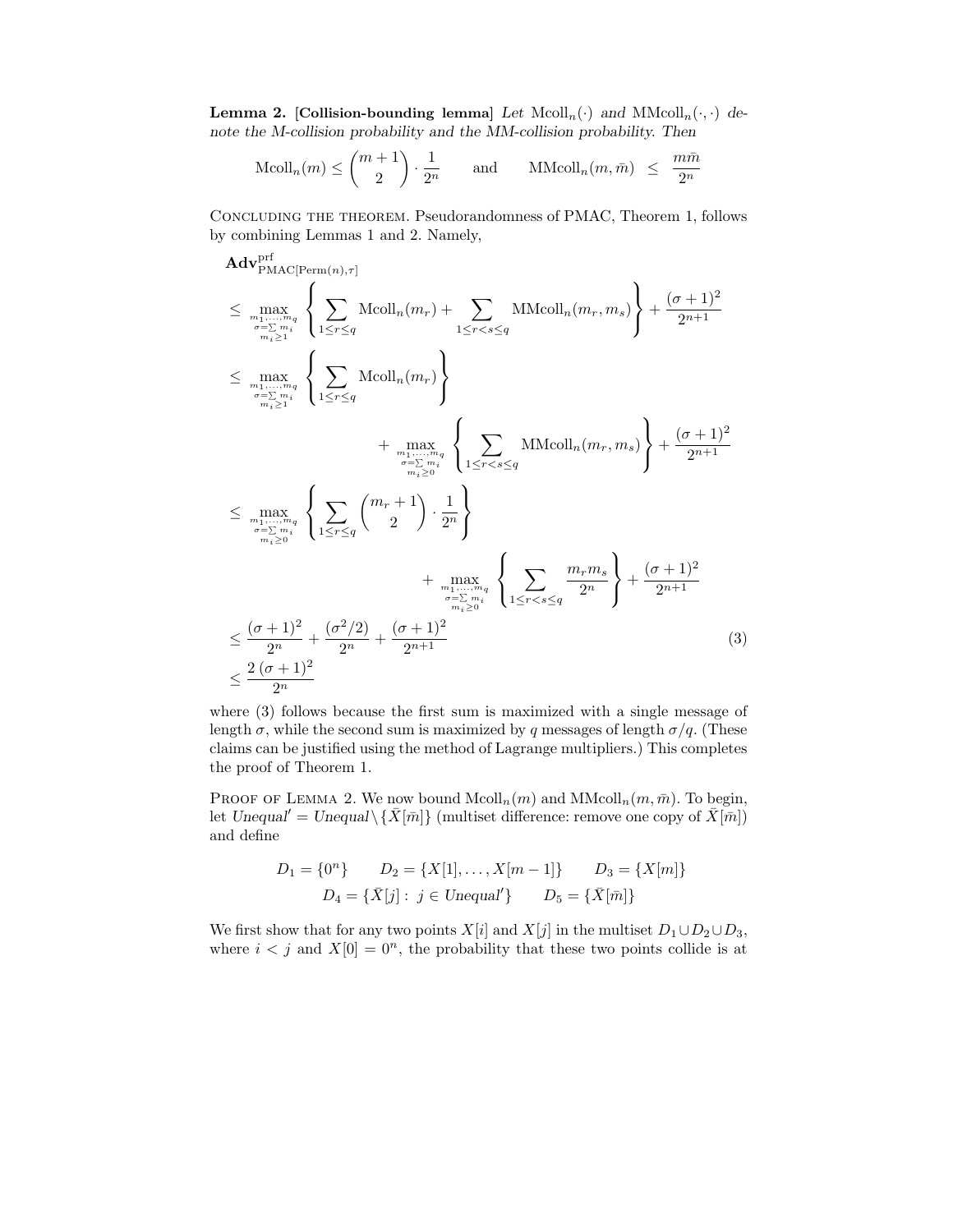**Lemma 2.** **[Collision-bounding lemma]** *Let* $\text{Mcoll}_n(\cdot)$ *and* $\text{MMcoll}_n(\cdot,\cdot)$ *denote the M-collision probability and the MM-collision probability. Then*

$$\text{Mcoll}_n(m) \le \binom{m+1}{2} \cdot \frac{1}{2^n} \qquad \text{and} \qquad \text{MMcoll}_n(m,\bar{m}) \;\le\; \frac{m\bar{m}}{2^n}$$

Concluding the theorem. Pseudorandomness of PMAC, Theorem 1, follows by combining Lemmas 1 and 2. Namely,

$$
\begin{aligned}
&\mathbf{Adv}^{\text{prf}}_{\text{PMAC}[\text{Perm}(n),\tau]} \\
&\le \max_{\substack{m_1,\ldots,m_q \\ \sigma=\sum m_i \\ m_i \ge 1}} \left\{ \sum_{1\le r\le q} \text{Mcoll}_n(m_r) + \sum_{1\le r<s\le q} \text{MMcoll}_n(m_r,m_s) \right\} + \frac{(\sigma+1)^2}{2^{n+1}} \\
&\le \max_{\substack{m_1,\ldots,m_q \\ \sigma=\sum m_i \\ m_i \ge 1}} \left\{ \sum_{1\le r\le q} \text{Mcoll}_n(m_r) \right\} \\
&\qquad\qquad + \max_{\substack{m_1,\ldots,m_q \\ \sigma=\sum m_i \\ m_i \ge 0}} \left\{ \sum_{1\le r<s\le q} \text{MMcoll}_n(m_r,m_s) \right\} + \frac{(\sigma+1)^2}{2^{n+1}} \\
&\le \max_{\substack{m_1,\ldots,m_q \\ \sigma=\sum m_i \\ m_i \ge 0}} \left\{ \sum_{1\le r\le q} \binom{m_r+1}{2} \cdot \frac{1}{2^n} \right\} \\
&\qquad\qquad + \max_{\substack{m_1,\ldots,m_q \\ \sigma=\sum m_i \\ m_i \ge 0}} \left\{ \sum_{1\le r<s\le q} \frac{m_r m_s}{2^n} \right\} + \frac{(\sigma+1)^2}{2^{n+1}} \\
&\le \frac{(\sigma+1)^2}{2^n} + \frac{(\sigma^2/2)}{2^n} + \frac{(\sigma+1)^2}{2^{n+1}} \qquad\qquad (3) \\
&\le \frac{2\,(\sigma+1)^2}{2^n}
\end{aligned}
$$

where (3) follows because the first sum is maximized with a single message of length $\sigma$, while the second sum is maximized by $q$ messages of length $\sigma/q$. (These claims can be justified using the method of Lagrange multipliers.) This completes the proof of Theorem 1.

Proof of Lemma 2. We now bound $\text{Mcoll}_n(m)$ and $\text{MMcoll}_n(m,\bar{m})$. To begin, let $\mathit{Unequal}' = \mathit{Unequal} \setminus \{\bar{X}[\bar{m}]\}$ (multiset difference: remove one copy of $\bar{X}[\bar{m}]$) and define

$$D_1 = \{0^n\} \qquad D_2 = \{X[1],\ldots,X[m-1]\} \qquad D_3 = \{X[m]\}$$
$$D_4 = \{\bar{X}[j] :\ j \in \mathit{Unequal}'\} \qquad D_5 = \{\bar{X}[\bar{m}]\}$$

We first show that for any two points $X[i]$ and $X[j]$ in the multiset $D_1 \cup D_2 \cup D_3$, where $i < j$ and $X[0] = 0^n$, the probability that these two points collide is at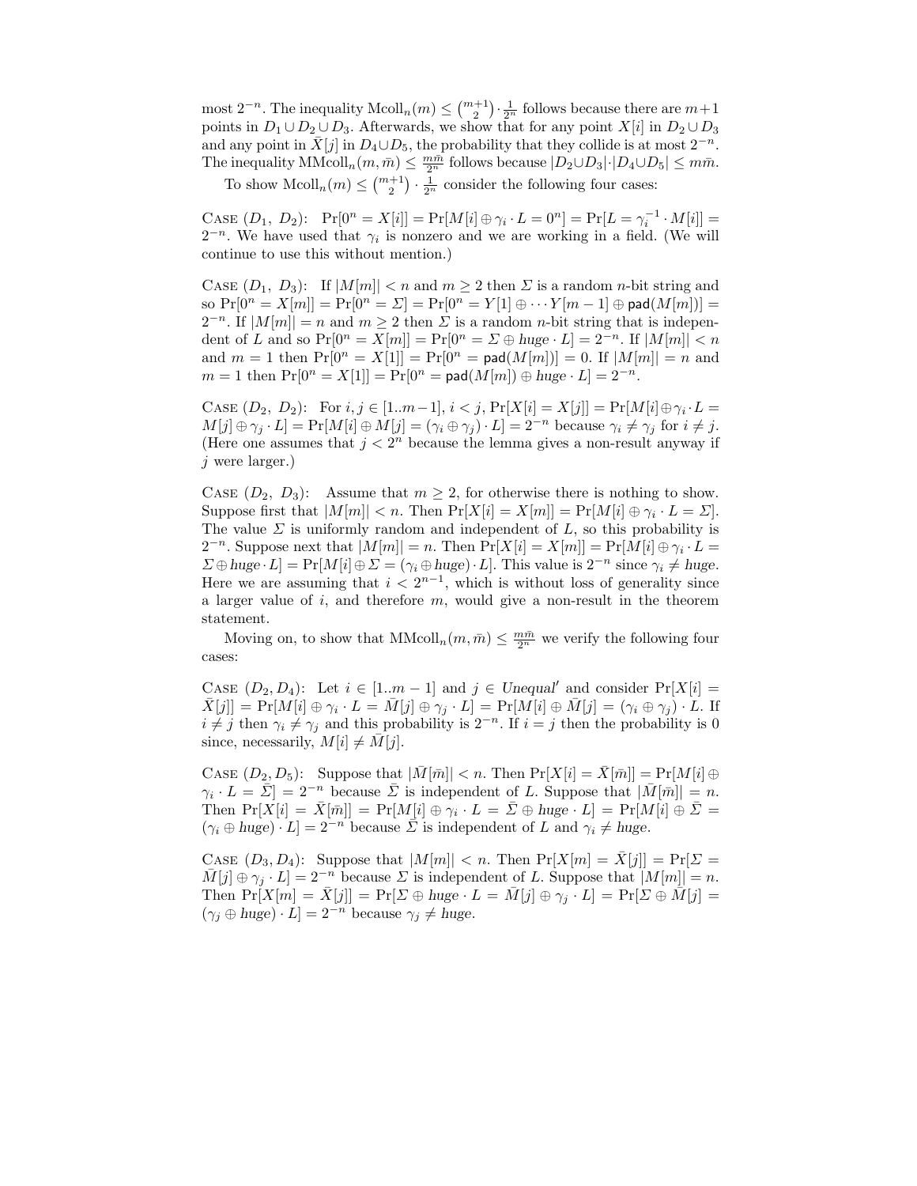most $2^{-n}$. The inequality $\text{Mcoll}_n(m) \le \binom{m+1}{2} \cdot \frac{1}{2^n}$ follows because there are $m+1$ points in $D_1 \cup D_2 \cup D_3$. Afterwards, we show that for any point $X[i]$ in $D_2 \cup D_3$ and any point in $\bar{X}[j]$ in $D_4 \cup D_5$, the probability that they collide is at most $2^{-n}$. The inequality $\text{MMcoll}_n(m, \bar{m}) \le \frac{m\bar{m}}{2^n}$ follows because $|D_2 \cup D_3| \cdot |D_4 \cup D_5| \le m\bar{m}$.

To show $\text{Mcoll}_n(m) \le \binom{m+1}{2} \cdot \frac{1}{2^n}$ consider the following four cases:

Case ($D_1$, $D_2$): $\Pr[0^n = X[i]] = \Pr[M[i] \oplus \gamma_i \cdot L = 0^n] = \Pr[L = \gamma_i^{-1} \cdot M[i]] = 2^{-n}$. We have used that $\gamma_i$ is nonzero and we are working in a field. (We will continue to use this without mention.)

Case ($D_1$, $D_3$): If $|M[m]| < n$ and $m \ge 2$ then $\Sigma$ is a random $n$-bit string and so $\Pr[0^n = X[m]] = \Pr[0^n = \Sigma] = \Pr[0^n = Y[1] \oplus \cdots Y[m-1] \oplus \mathsf{pad}(M[m])] = 2^{-n}$. If $|M[m]| = n$ and $m \ge 2$ then $\Sigma$ is a random $n$-bit string that is independent of $L$ and so $\Pr[0^n = X[m]] = \Pr[0^n = \Sigma \oplus \mathit{huge} \cdot L] = 2^{-n}$. If $|M[m]| < n$ and $m = 1$ then $\Pr[0^n = X[1]] = \Pr[0^n = \mathsf{pad}(M[m])] = 0$. If $|M[m]| = n$ and $m = 1$ then $\Pr[0^n = X[1]] = \Pr[0^n = \mathsf{pad}(M[m]) \oplus \mathit{huge} \cdot L] = 2^{-n}$.

Case ($D_2$, $D_2$): For $i, j \in [1..m-1]$, $i < j$, $\Pr[X[i] = X[j]] = \Pr[M[i] \oplus \gamma_i \cdot L = M[j] \oplus \gamma_j \cdot L] = \Pr[M[i] \oplus M[j] = (\gamma_i \oplus \gamma_j) \cdot L] = 2^{-n}$ because $\gamma_i \ne \gamma_j$ for $i \ne j$. (Here one assumes that $j < 2^n$ because the lemma gives a non-result anyway if $j$ were larger.)

Case ($D_2$, $D_3$): Assume that $m \ge 2$, for otherwise there is nothing to show. Suppose first that $|M[m]| < n$. Then $\Pr[X[i] = X[m]] = \Pr[M[i] \oplus \gamma_i \cdot L = \Sigma]$. The value $\Sigma$ is uniformly random and independent of $L$, so this probability is $2^{-n}$. Suppose next that $|M[m]| = n$. Then $\Pr[X[i] = X[m]] = \Pr[M[i] \oplus \gamma_i \cdot L = \Sigma \oplus \mathit{huge} \cdot L] = \Pr[M[i] \oplus \Sigma = (\gamma_i \oplus \mathit{huge}) \cdot L]$. This value is $2^{-n}$ since $\gamma_i \ne \mathit{huge}$. Here we are assuming that $i < 2^{n-1}$, which is without loss of generality since a larger value of $i$, and therefore $m$, would give a non-result in the theorem statement.

Moving on, to show that $\text{MMcoll}_n(m, \bar{m}) \le \frac{m\bar{m}}{2^n}$ we verify the following four cases:

Case ($D_2, D_4$): Let $i \in [1..m-1]$ and $j \in \mathit{Unequal}'$ and consider $\Pr[X[i] = \bar{X}[j]] = \Pr[M[i] \oplus \gamma_i \cdot L = \bar{M}[j] \oplus \gamma_j \cdot L] = \Pr[M[i] \oplus \bar{M}[j] = (\gamma_i \oplus \gamma_j) \cdot L$. If $i \ne j$ then $\gamma_i \ne \gamma_j$ and this probability is $2^{-n}$. If $i = j$ then the probability is 0 since, necessarily, $M[i] \ne \bar{M}[j]$.

Case ($D_2, D_5$): Suppose that $|\bar{M}[\bar{m}]| < n$. Then $\Pr[X[i] = \bar{X}[\bar{m}]] = \Pr[M[i] \oplus \gamma_i \cdot L = \bar{\Sigma}] = 2^{-n}$ because $\bar{\Sigma}$ is independent of $L$. Suppose that $|\bar{M}[\bar{m}]| = n$. Then $\Pr[X[i] = \bar{X}[\bar{m}]] = \Pr[M[i] \oplus \gamma_i \cdot L = \bar{\Sigma} \oplus \mathit{huge} \cdot L] = \Pr[M[i] \oplus \bar{\Sigma} = (\gamma_i \oplus \mathit{huge}) \cdot L] = 2^{-n}$ because $\bar{\Sigma}$ is independent of $L$ and $\gamma_i \ne \mathit{huge}$.

Case ($D_3, D_4$): Suppose that $|M[m]| < n$. Then $\Pr[X[m] = \bar{X}[j]] = \Pr[\Sigma = \bar{M}[j] \oplus \gamma_j \cdot L] = 2^{-n}$ because $\Sigma$ is independent of $L$. Suppose that $|M[m]| = n$. Then $\Pr[X[m] = \bar{X}[j]] = \Pr[\Sigma \oplus \mathit{huge} \cdot L = \bar{M}[j] \oplus \gamma_j \cdot L] = \Pr[\Sigma \oplus \bar{M}[j] = (\gamma_j \oplus \mathit{huge}) \cdot L] = 2^{-n}$ because $\gamma_j \ne \mathit{huge}$.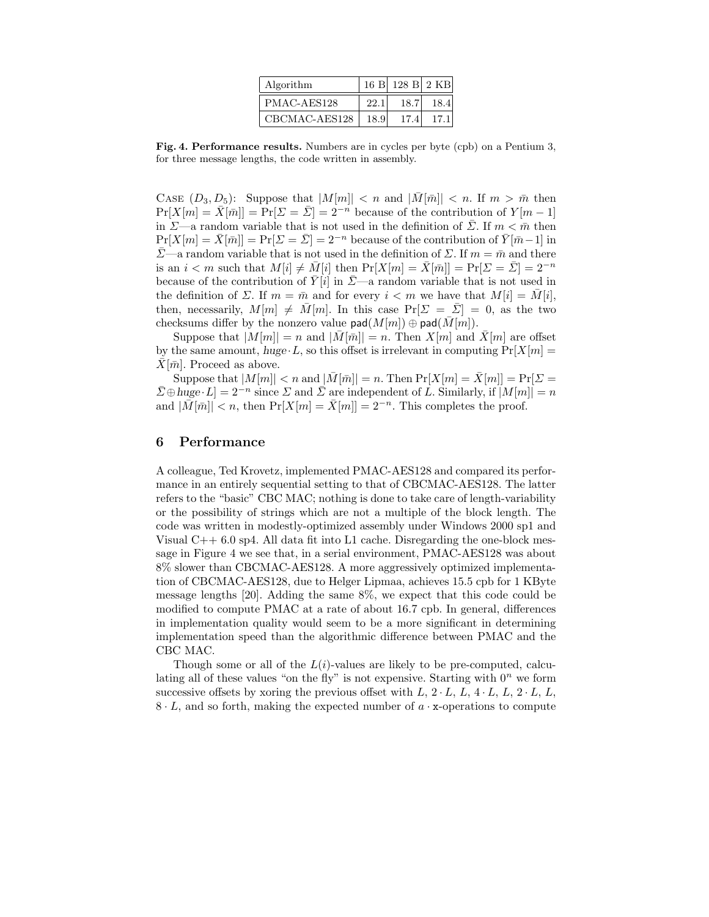| Algorithm | 16 B | 128 B | 2 KB |
|---|---|---|---|
| PMAC-AES128 | 22.1 | 18.7 | 18.4 |
| CBCMAC-AES128 | 18.9 | 17.4 | 17.1 |

**Fig. 4. Performance results.** Numbers are in cycles per byte (cpb) on a Pentium 3, for three message lengths, the code written in assembly.

Case $(D_3, D_5)$: Suppose that $|M[m]| < n$ and $|\bar{M}[\bar{m}]| < n$. If $m > \bar{m}$ then $\Pr[X[m] = \bar{X}[\bar{m}]] = \Pr[\Sigma = \bar{\Sigma}] = 2^{-n}$ because of the contribution of $Y[m-1]$ in $\Sigma$—a random variable that is not used in the definition of $\bar{\Sigma}$. If $m < \bar{m}$ then $\Pr[X[m] = \bar{X}[\bar{m}]] = \Pr[\Sigma = \bar{\Sigma}] = 2^{-n}$ because of the contribution of $\bar{Y}[\bar{m}-1]$ in $\bar{\Sigma}$—a random variable that is not used in the definition of $\Sigma$. If $m = \bar{m}$ and there is an $i < m$ such that $M[i] \neq \bar{M}[i]$ then $\Pr[X[m] = \bar{X}[\bar{m}]] = \Pr[\Sigma = \bar{\Sigma}] = 2^{-n}$ because of the contribution of $\bar{Y}[i]$ in $\bar{\Sigma}$—a random variable that is not used in the definition of $\Sigma$. If $m = \bar{m}$ and for every $i < m$ we have that $M[i] = \bar{M}[i]$, then, necessarily, $M[m] \neq \bar{M}[m]$. In this case $\Pr[\Sigma = \bar{\Sigma}] = 0$, as the two checksums differ by the nonzero value $\mathsf{pad}(M[m]) \oplus \mathsf{pad}(\bar{M}[m])$.

Suppose that $|M[m]| = n$ and $|\bar{M}[\bar{m}]| = n$. Then $X[m]$ and $\bar{X}[m]$ are offset by the same amount, $\mathit{huge} \cdot L$, so this offset is irrelevant in computing $\Pr[X[m] = \bar{X}[\bar{m}]$. Proceed as above.

Suppose that $|M[m]| < n$ and $|\bar{M}[\bar{m}]| = n$. Then $\Pr[X[m] = \bar{X}[m]] = \Pr[\Sigma = \bar{\Sigma} \oplus \mathit{huge} \cdot L] = 2^{-n}$ since $\Sigma$ and $\bar{\Sigma}$ are independent of $L$. Similarly, if $|M[m]| = n$ and $|\bar{M}[\bar{m}]| < n$, then $\Pr[X[m] = \bar{X}[m]] = 2^{-n}$. This completes the proof.

## 6 Performance

A colleague, Ted Krovetz, implemented PMAC-AES128 and compared its performance in an entirely sequential setting to that of CBCMAC-AES128. The latter refers to the "basic" CBC MAC; nothing is done to take care of length-variability or the possibility of strings which are not a multiple of the block length. The code was written in modestly-optimized assembly under Windows 2000 sp1 and Visual C++ 6.0 sp4. All data fit into L1 cache. Disregarding the one-block message in Figure 4 we see that, in a serial environment, PMAC-AES128 was about 8% slower than CBCMAC-AES128. A more aggressively optimized implementation of CBCMAC-AES128, due to Helger Lipmaa, achieves 15.5 cpb for 1 KByte message lengths [20]. Adding the same 8%, we expect that this code could be modified to compute PMAC at a rate of about 16.7 cpb. In general, differences in implementation quality would seem to be a more significant in determining implementation speed than the algorithmic difference between PMAC and the CBC MAC.

Though some or all of the $L(i)$-values are likely to be pre-computed, calculating all of these values "on the fly" is not expensive. Starting with $0^n$ we form successive offsets by xoring the previous offset with $L$, $2 \cdot L$, $L$, $4 \cdot L$, $L$, $2 \cdot L$, $L$, $8 \cdot L$, and so forth, making the expected number of $a \cdot \mathtt{x}$-operations to compute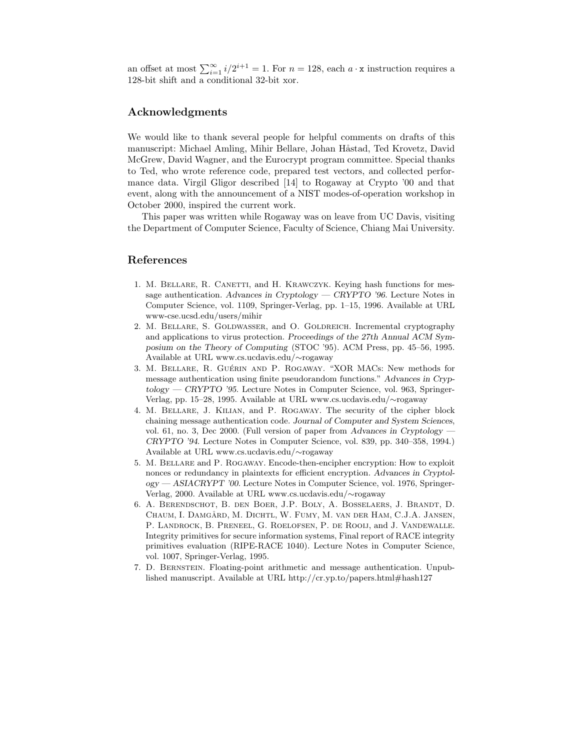an offset at most $\sum_{i=1}^{\infty} i/2^{i+1} = 1$. For $n = 128$, each $a \cdot \mathtt{x}$ instruction requires a 128-bit shift and a conditional 32-bit xor.

## Acknowledgments

We would like to thank several people for helpful comments on drafts of this manuscript: Michael Amling, Mihir Bellare, Johan Håstad, Ted Krovetz, David McGrew, David Wagner, and the Eurocrypt program committee. Special thanks to Ted, who wrote reference code, prepared test vectors, and collected performance data. Virgil Gligor described [14] to Rogaway at Crypto '00 and that event, along with the announcement of a NIST modes-of-operation workshop in October 2000, inspired the current work.

This paper was written while Rogaway was on leave from UC Davis, visiting the Department of Computer Science, Faculty of Science, Chiang Mai University.

## References

1. M. Bellare, R. Canetti, and H. Krawczyk. Keying hash functions for message authentication. *Advances in Cryptology — CRYPTO '96*. Lecture Notes in Computer Science, vol. 1109, Springer-Verlag, pp. 1–15, 1996. Available at URL www-cse.ucsd.edu/users/mihir
2. M. Bellare, S. Goldwasser, and O. Goldreich. Incremental cryptography and applications to virus protection. *Proceedings of the 27th Annual ACM Symposium on the Theory of Computing* (STOC '95). ACM Press, pp. 45–56, 1995. Available at URL www.cs.ucdavis.edu/∼rogaway
3. M. Bellare, R. Guérin and P. Rogaway. "XOR MACs: New methods for message authentication using finite pseudorandom functions." *Advances in Cryptology — CRYPTO '95*. Lecture Notes in Computer Science, vol. 963, Springer-Verlag, pp. 15–28, 1995. Available at URL www.cs.ucdavis.edu/∼rogaway
4. M. Bellare, J. Kilian, and P. Rogaway. The security of the cipher block chaining message authentication code. *Journal of Computer and System Sciences*, vol. 61, no. 3, Dec 2000. (Full version of paper from *Advances in Cryptology — CRYPTO '94*. Lecture Notes in Computer Science, vol. 839, pp. 340–358, 1994.) Available at URL www.cs.ucdavis.edu/∼rogaway
5. M. Bellare and P. Rogaway. Encode-then-encipher encryption: How to exploit nonces or redundancy in plaintexts for efficient encryption. *Advances in Cryptology — ASIACRYPT '00*. Lecture Notes in Computer Science, vol. 1976, Springer-Verlag, 2000. Available at URL www.cs.ucdavis.edu/∼rogaway
6. A. Berendschot, B. den Boer, J.P. Boly, A. Bosselaers, J. Brandt, D. Chaum, I. Damgård, M. Dichtl, W. Fumy, M. van der Ham, C.J.A. Jansen, P. Landrock, B. Preneel, G. Roelofsen, P. de Rooij, and J. Vandewalle. Integrity primitives for secure information systems, Final report of RACE integrity primitives evaluation (RIPE-RACE 1040). Lecture Notes in Computer Science, vol. 1007, Springer-Verlag, 1995.
7. D. Bernstein. Floating-point arithmetic and message authentication. Unpublished manuscript. Available at URL http://cr.yp.to/papers.html#hash127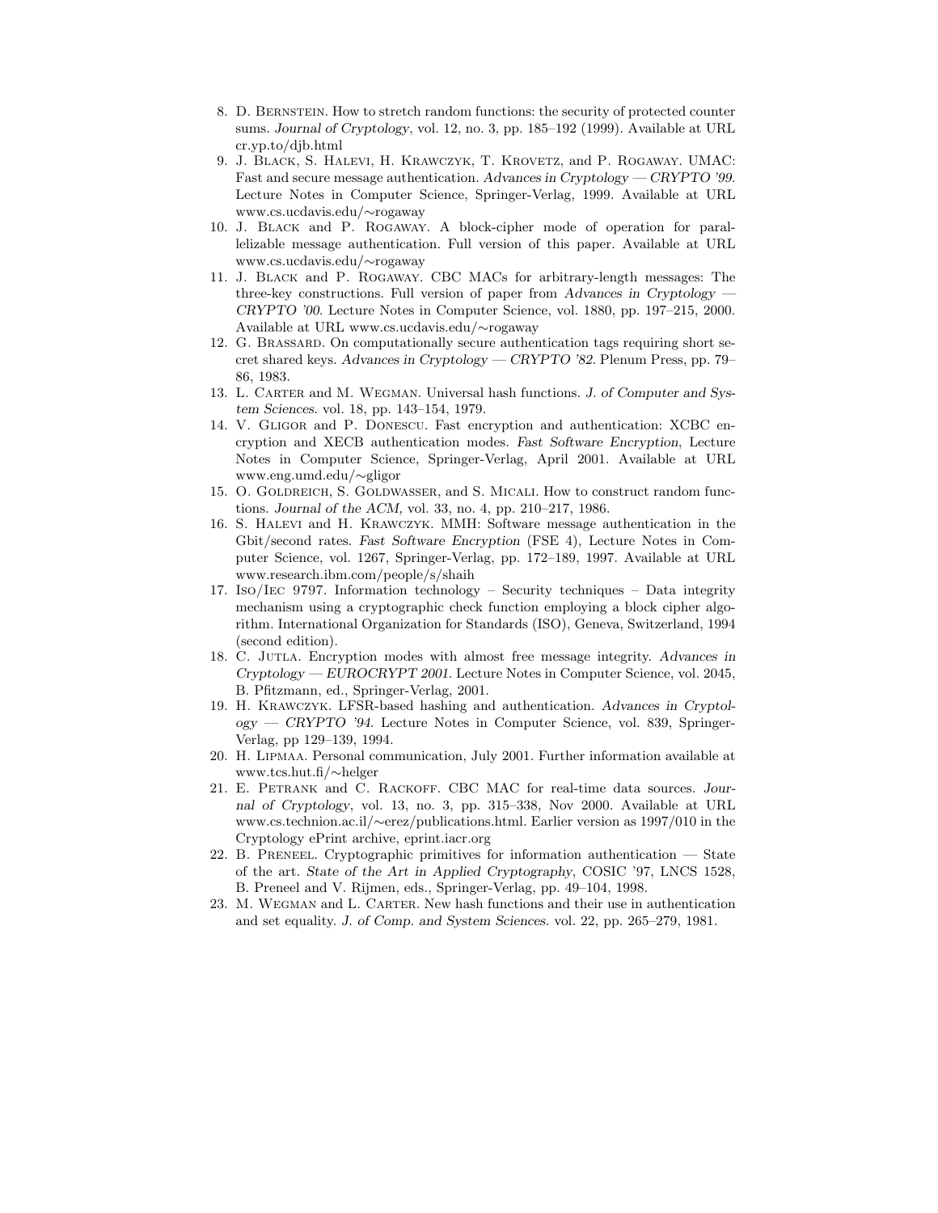8. D. Bernstein. How to stretch random functions: the security of protected counter sums. *Journal of Cryptology*, vol. 12, no. 3, pp. 185–192 (1999). Available at URL cr.yp.to/djb.html
9. J. Black, S. Halevi, H. Krawczyk, T. Krovetz, and P. Rogaway. UMAC: Fast and secure message authentication. *Advances in Cryptology — CRYPTO '99*. Lecture Notes in Computer Science, Springer-Verlag, 1999. Available at URL www.cs.ucdavis.edu/∼rogaway
10. J. Black and P. Rogaway. A block-cipher mode of operation for parallelizable message authentication. Full version of this paper. Available at URL www.cs.ucdavis.edu/∼rogaway
11. J. Black and P. Rogaway. CBC MACs for arbitrary-length messages: The three-key constructions. Full version of paper from *Advances in Cryptology — CRYPTO '00*. Lecture Notes in Computer Science, vol. 1880, pp. 197–215, 2000. Available at URL www.cs.ucdavis.edu/∼rogaway
12. G. Brassard. On computationally secure authentication tags requiring short secret shared keys. *Advances in Cryptology — CRYPTO '82*. Plenum Press, pp. 79–86, 1983.
13. L. Carter and M. Wegman. Universal hash functions. *J. of Computer and System Sciences*. vol. 18, pp. 143–154, 1979.
14. V. Gligor and P. Donescu. Fast encryption and authentication: XCBC encryption and XECB authentication modes. *Fast Software Encryption*, Lecture Notes in Computer Science, Springer-Verlag, April 2001. Available at URL www.eng.umd.edu/∼gligor
15. O. Goldreich, S. Goldwasser, and S. Micali. How to construct random functions. *Journal of the ACM*, vol. 33, no. 4, pp. 210–217, 1986.
16. S. Halevi and H. Krawczyk. MMH: Software message authentication in the Gbit/second rates. *Fast Software Encryption* (FSE 4), Lecture Notes in Computer Science, vol. 1267, Springer-Verlag, pp. 172–189, 1997. Available at URL www.research.ibm.com/people/s/shaih
17. Iso/Iec 9797. Information technology – Security techniques – Data integrity mechanism using a cryptographic check function employing a block cipher algorithm. International Organization for Standards (ISO), Geneva, Switzerland, 1994 (second edition).
18. C. Jutla. Encryption modes with almost free message integrity. *Advances in Cryptology — EUROCRYPT 2001*. Lecture Notes in Computer Science, vol. 2045, B. Pfitzmann, ed., Springer-Verlag, 2001.
19. H. Krawczyk. LFSR-based hashing and authentication. *Advances in Cryptology — CRYPTO '94*. Lecture Notes in Computer Science, vol. 839, Springer-Verlag, pp 129–139, 1994.
20. H. Lipmaa. Personal communication, July 2001. Further information available at www.tcs.hut.fi/∼helger
21. E. Petrank and C. Rackoff. CBC MAC for real-time data sources. *Journal of Cryptology*, vol. 13, no. 3, pp. 315–338, Nov 2000. Available at URL www.cs.technion.ac.il/∼erez/publications.html. Earlier version as 1997/010 in the Cryptology ePrint archive, eprint.iacr.org
22. B. Preneel. Cryptographic primitives for information authentication — State of the art. *State of the Art in Applied Cryptography*, COSIC '97, LNCS 1528, B. Preneel and V. Rijmen, eds., Springer-Verlag, pp. 49–104, 1998.
23. M. Wegman and L. Carter. New hash functions and their use in authentication and set equality. *J. of Comp. and System Sciences*. vol. 22, pp. 265–279, 1981.